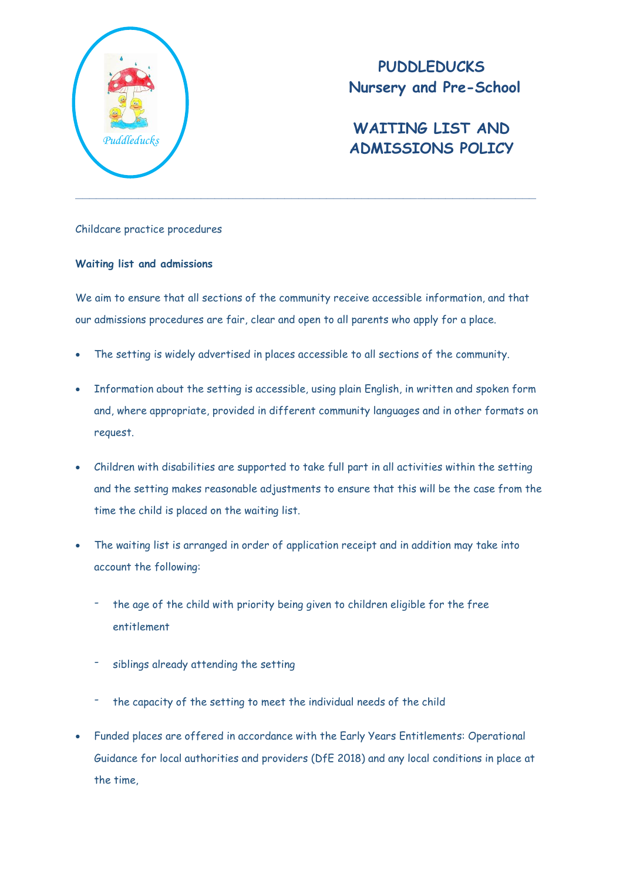# PUDDLEDUCKS
# Nursery and Pre-School

## WAITING LIST AND ADMISSIONS POLICY

---

Childcare practice procedures

**Waiting list and admissions**

We aim to ensure that all sections of the community receive accessible information, and that our admissions procedures are fair, clear and open to all parents who apply for a place.

- The setting is widely advertised in places accessible to all sections of the community.
- Information about the setting is accessible, using plain English, in written and spoken form and, where appropriate, provided in different community languages and in other formats on request.
- Children with disabilities are supported to take full part in all activities within the setting and the setting makes reasonable adjustments to ensure that this will be the case from the time the child is placed on the waiting list.
- The waiting list is arranged in order of application receipt and in addition may take into account the following:
  - the age of the child with priority being given to children eligible for the free entitlement
  - siblings already attending the setting
  - the capacity of the setting to meet the individual needs of the child
- Funded places are offered in accordance with the Early Years Entitlements: Operational Guidance for local authorities and providers (DfE 2018) and any local conditions in place at the time,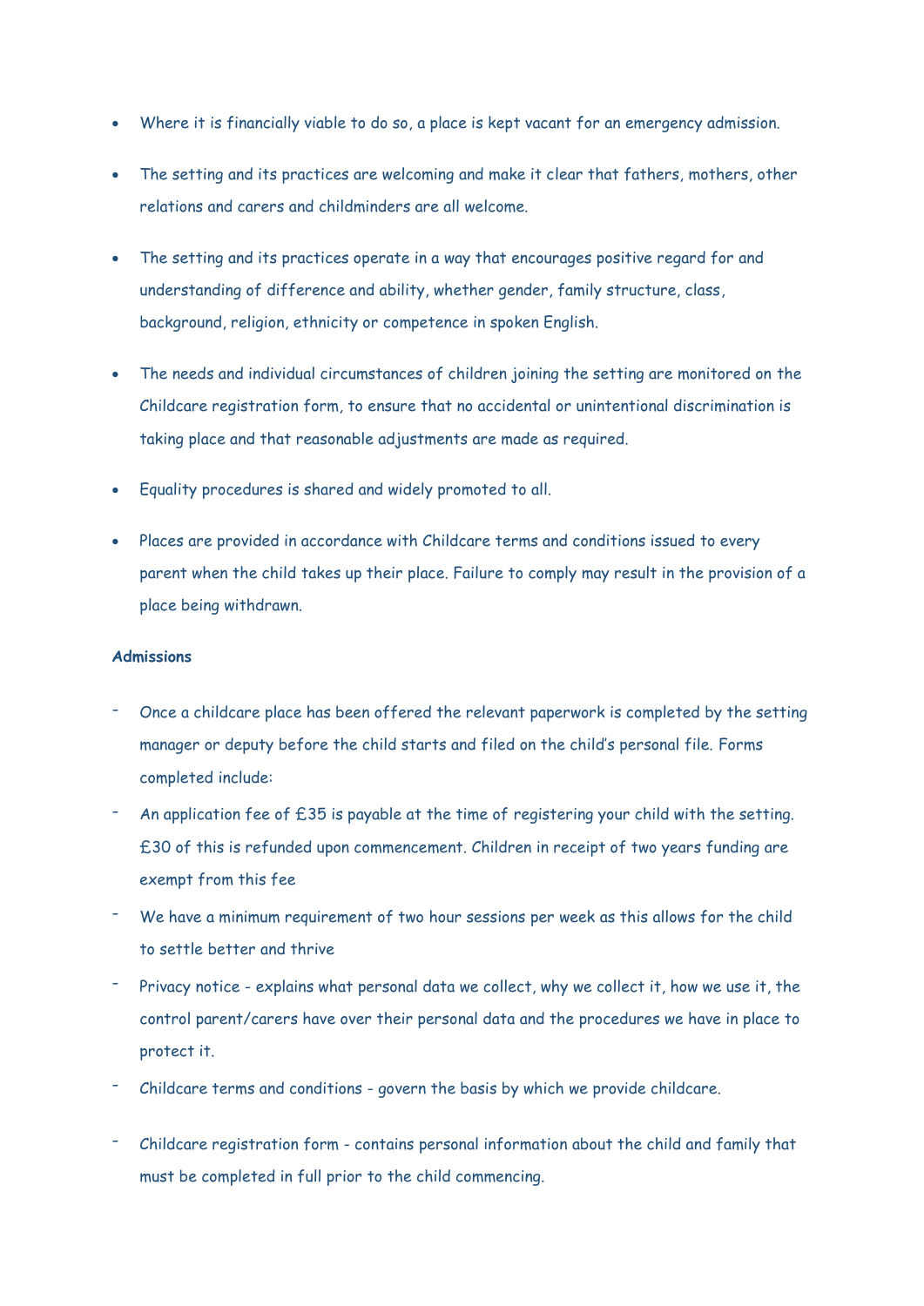- Where it is financially viable to do so, a place is kept vacant for an emergency admission.
- The setting and its practices are welcoming and make it clear that fathers, mothers, other relations and carers and childminders are all welcome.
- The setting and its practices operate in a way that encourages positive regard for and understanding of difference and ability, whether gender, family structure, class, background, religion, ethnicity or competence in spoken English.
- The needs and individual circumstances of children joining the setting are monitored on the Childcare registration form, to ensure that no accidental or unintentional discrimination is taking place and that reasonable adjustments are made as required.
- Equality procedures is shared and widely promoted to all.
- Places are provided in accordance with Childcare terms and conditions issued to every parent when the child takes up their place. Failure to comply may result in the provision of a place being withdrawn.

**Admissions**

- Once a childcare place has been offered the relevant paperwork is completed by the setting manager or deputy before the child starts and filed on the child's personal file. Forms completed include:
- An application fee of £35 is payable at the time of registering your child with the setting. £30 of this is refunded upon commencement. Children in receipt of two years funding are exempt from this fee
- We have a minimum requirement of two hour sessions per week as this allows for the child to settle better and thrive
- Privacy notice - explains what personal data we collect, why we collect it, how we use it, the control parent/carers have over their personal data and the procedures we have in place to protect it.
- Childcare terms and conditions - govern the basis by which we provide childcare.
- Childcare registration form - contains personal information about the child and family that must be completed in full prior to the child commencing.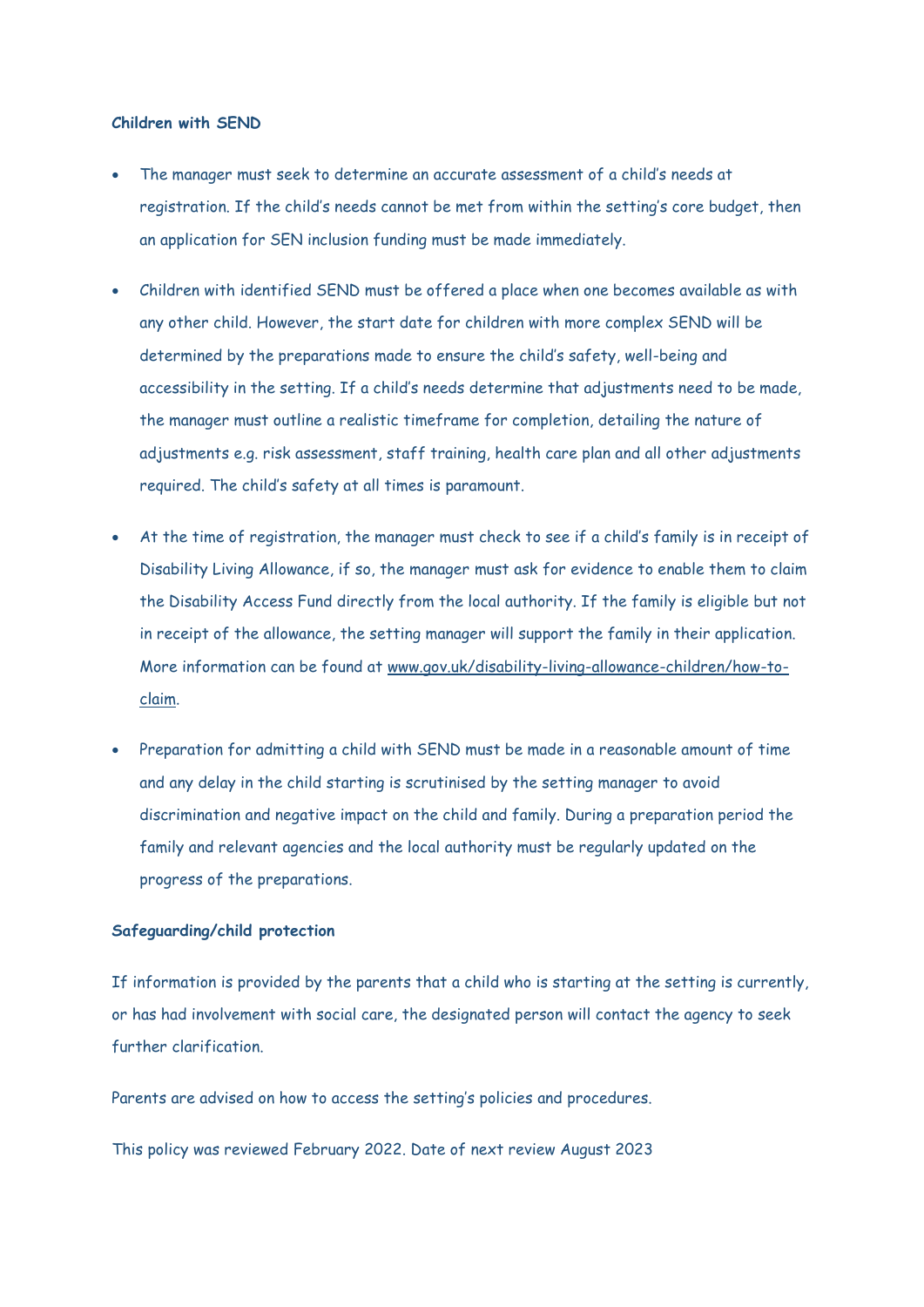**Children with SEND**

- The manager must seek to determine an accurate assessment of a child's needs at registration. If the child's needs cannot be met from within the setting's core budget, then an application for SEN inclusion funding must be made immediately.
- Children with identified SEND must be offered a place when one becomes available as with any other child. However, the start date for children with more complex SEND will be determined by the preparations made to ensure the child's safety, well-being and accessibility in the setting. If a child's needs determine that adjustments need to be made, the manager must outline a realistic timeframe for completion, detailing the nature of adjustments e.g. risk assessment, staff training, health care plan and all other adjustments required. The child's safety at all times is paramount.
- At the time of registration, the manager must check to see if a child's family is in receipt of Disability Living Allowance, if so, the manager must ask for evidence to enable them to claim the Disability Access Fund directly from the local authority. If the family is eligible but not in receipt of the allowance, the setting manager will support the family in their application. More information can be found at www.gov.uk/disability-living-allowance-children/how-to-claim.
- Preparation for admitting a child with SEND must be made in a reasonable amount of time and any delay in the child starting is scrutinised by the setting manager to avoid discrimination and negative impact on the child and family. During a preparation period the family and relevant agencies and the local authority must be regularly updated on the progress of the preparations.

**Safeguarding/child protection**

If information is provided by the parents that a child who is starting at the setting is currently, or has had involvement with social care, the designated person will contact the agency to seek further clarification.

Parents are advised on how to access the setting's policies and procedures.

This policy was reviewed February 2022. Date of next review August 2023